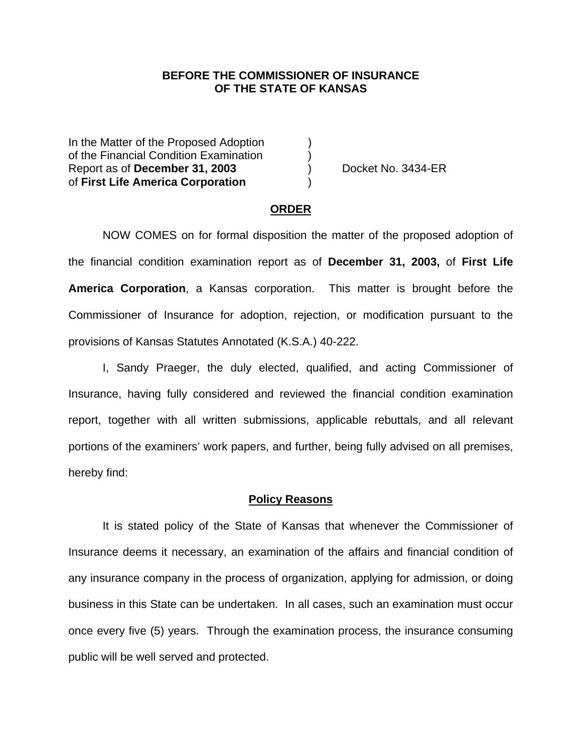**BEFORE THE COMMISSIONER OF INSURANCE**
**OF THE STATE OF KANSAS**

| | | |
|---|---|---|
| In the Matter of the Proposed Adoption | ) | |
| of the Financial Condition Examination | ) | |
| Report as of **December 31, 2003** | ) | Docket No. 3434-ER |
| of **First Life America Corporation** | ) | |

## ORDER

NOW COMES on for formal disposition the matter of the proposed adoption of the financial condition examination report as of **December 31, 2003,** of **First Life America Corporation**, a Kansas corporation. This matter is brought before the Commissioner of Insurance for adoption, rejection, or modification pursuant to the provisions of Kansas Statutes Annotated (K.S.A.) 40-222.

I, Sandy Praeger, the duly elected, qualified, and acting Commissioner of Insurance, having fully considered and reviewed the financial condition examination report, together with all written submissions, applicable rebuttals, and all relevant portions of the examiners' work papers, and further, being fully advised on all premises, hereby find:

## Policy Reasons

It is stated policy of the State of Kansas that whenever the Commissioner of Insurance deems it necessary, an examination of the affairs and financial condition of any insurance company in the process of organization, applying for admission, or doing business in this State can be undertaken. In all cases, such an examination must occur once every five (5) years. Through the examination process, the insurance consuming public will be well served and protected.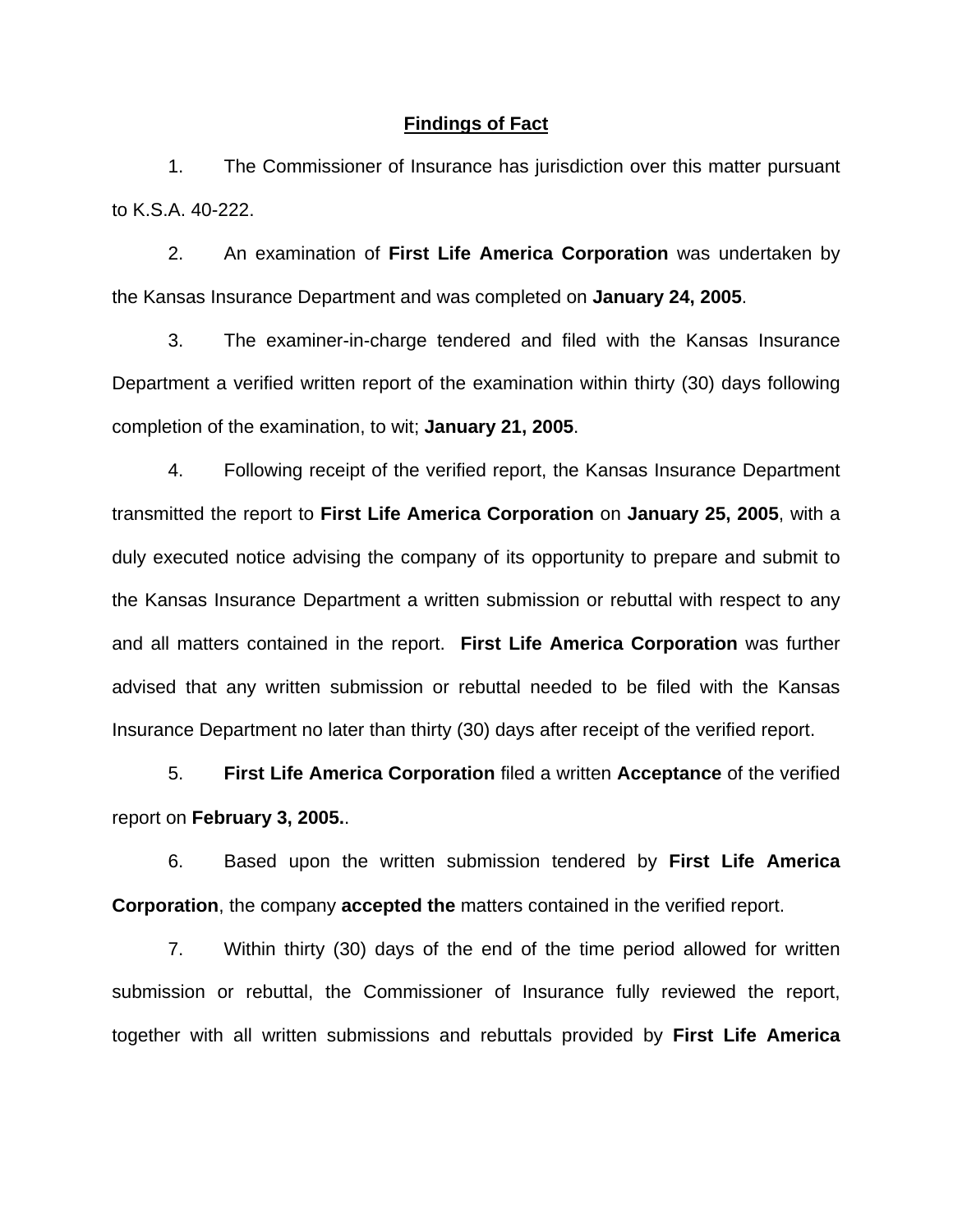**Findings of Fact**

1. The Commissioner of Insurance has jurisdiction over this matter pursuant to K.S.A. 40-222.

2. An examination of **First Life America Corporation** was undertaken by the Kansas Insurance Department and was completed on **January 24, 2005**.

3. The examiner-in-charge tendered and filed with the Kansas Insurance Department a verified written report of the examination within thirty (30) days following completion of the examination, to wit; **January 21, 2005**.

4. Following receipt of the verified report, the Kansas Insurance Department transmitted the report to **First Life America Corporation** on **January 25, 2005**, with a duly executed notice advising the company of its opportunity to prepare and submit to the Kansas Insurance Department a written submission or rebuttal with respect to any and all matters contained in the report. **First Life America Corporation** was further advised that any written submission or rebuttal needed to be filed with the Kansas Insurance Department no later than thirty (30) days after receipt of the verified report.

5. **First Life America Corporation** filed a written **Acceptance** of the verified report on **February 3, 2005.**.

6. Based upon the written submission tendered by **First Life America Corporation**, the company **accepted the** matters contained in the verified report.

7. Within thirty (30) days of the end of the time period allowed for written submission or rebuttal, the Commissioner of Insurance fully reviewed the report, together with all written submissions and rebuttals provided by **First Life America**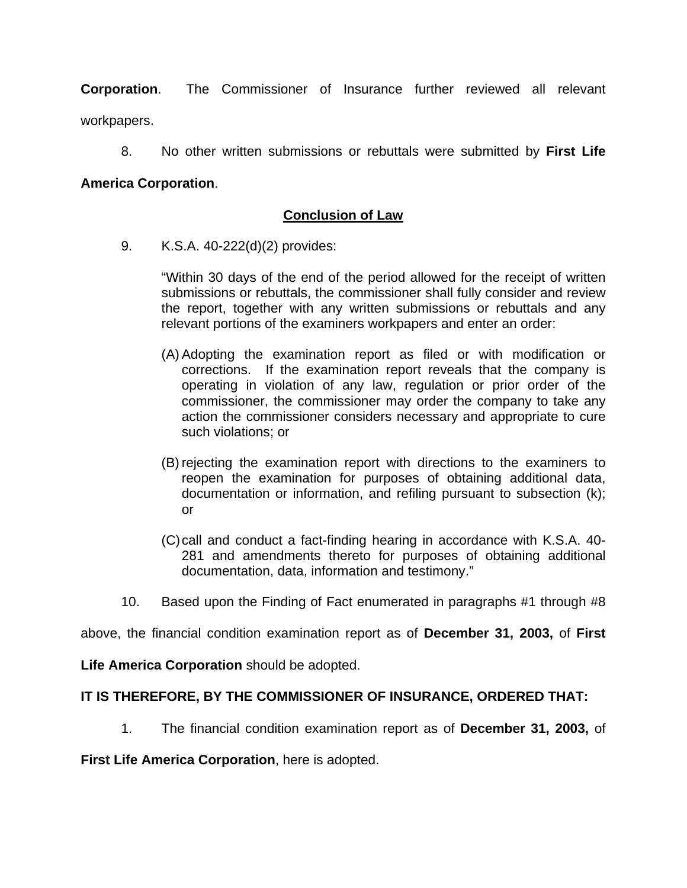**Corporation**. The Commissioner of Insurance further reviewed all relevant workpapers.

8. No other written submissions or rebuttals were submitted by **First Life America Corporation**.

## Conclusion of Law

9. K.S.A. 40-222(d)(2) provides:

> "Within 30 days of the end of the period allowed for the receipt of written submissions or rebuttals, the commissioner shall fully consider and review the report, together with any written submissions or rebuttals and any relevant portions of the examiners workpapers and enter an order:
>
> (A) Adopting the examination report as filed or with modification or corrections. If the examination report reveals that the company is operating in violation of any law, regulation or prior order of the commissioner, the commissioner may order the company to take any action the commissioner considers necessary and appropriate to cure such violations; or
>
> (B) rejecting the examination report with directions to the examiners to reopen the examination for purposes of obtaining additional data, documentation or information, and refiling pursuant to subsection (k); or
>
> (C) call and conduct a fact-finding hearing in accordance with K.S.A. 40-281 and amendments thereto for purposes of obtaining additional documentation, data, information and testimony."

10. Based upon the Finding of Fact enumerated in paragraphs #1 through #8 above, the financial condition examination report as of **December 31, 2003,** of **First Life America Corporation** should be adopted.

**IT IS THEREFORE, BY THE COMMISSIONER OF INSURANCE, ORDERED THAT:**

1. The financial condition examination report as of **December 31, 2003,** of **First Life America Corporation**, here is adopted.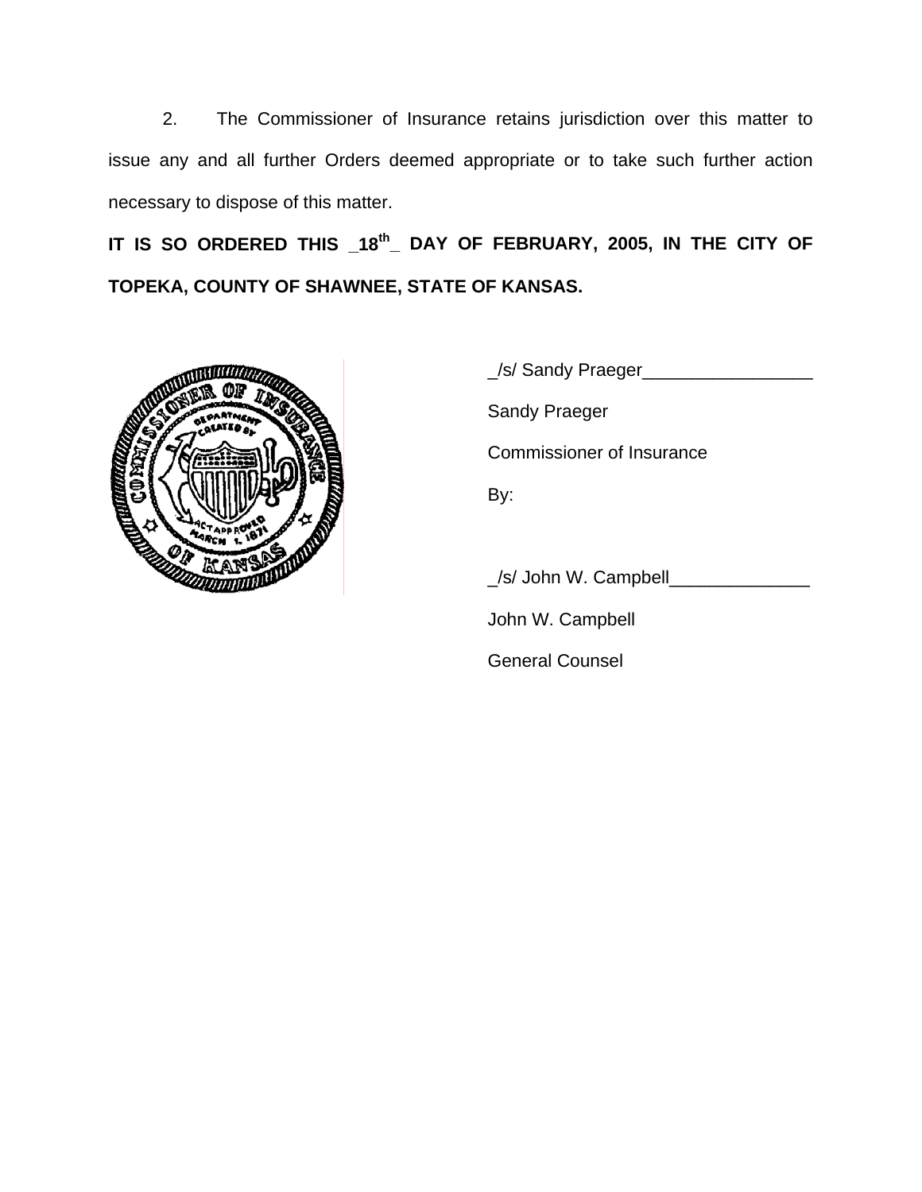2. The Commissioner of Insurance retains jurisdiction over this matter to issue any and all further Orders deemed appropriate or to take such further action necessary to dispose of this matter.

**IT IS SO ORDERED THIS _18th_ DAY OF FEBRUARY, 2005, IN THE CITY OF TOPEKA, COUNTY OF SHAWNEE, STATE OF KANSAS.**

_/s/ Sandy Praeger_________________

Sandy Praeger

Commissioner of Insurance

By:

_/s/ John W. Campbell______________

John W. Campbell

General Counsel